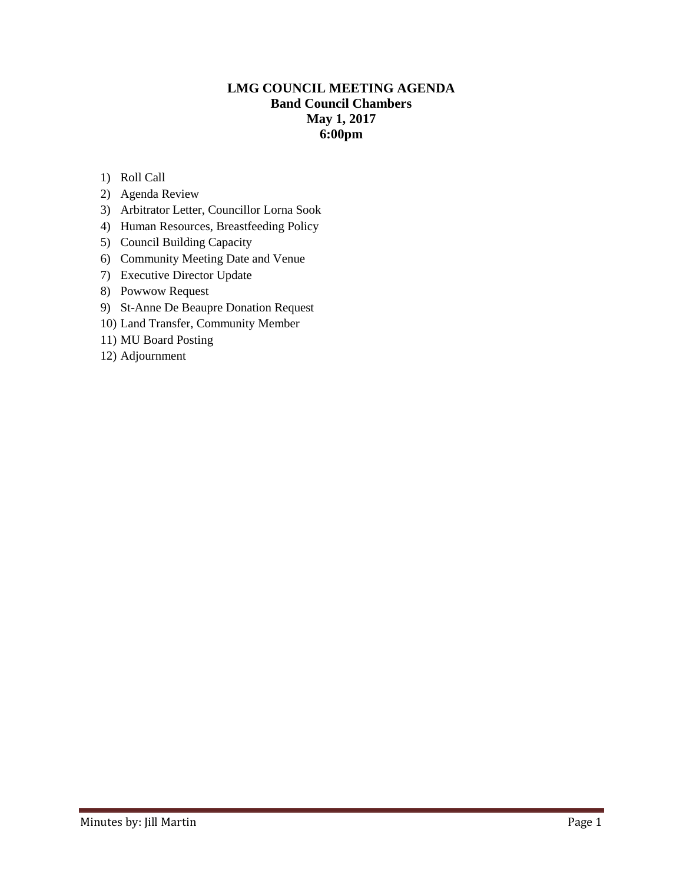**LMG COUNCIL MEETING AGENDA**
**Band Council Chambers**
**May 1, 2017**
**6:00pm**

1) Roll Call
2) Agenda Review
3) Arbitrator Letter, Councillor Lorna Sook
4) Human Resources, Breastfeeding Policy
5) Council Building Capacity
6) Community Meeting Date and Venue
7) Executive Director Update
8) Powwow Request
9) St-Anne De Beaupre Donation Request
10) Land Transfer, Community Member
11) MU Board Posting
12) Adjournment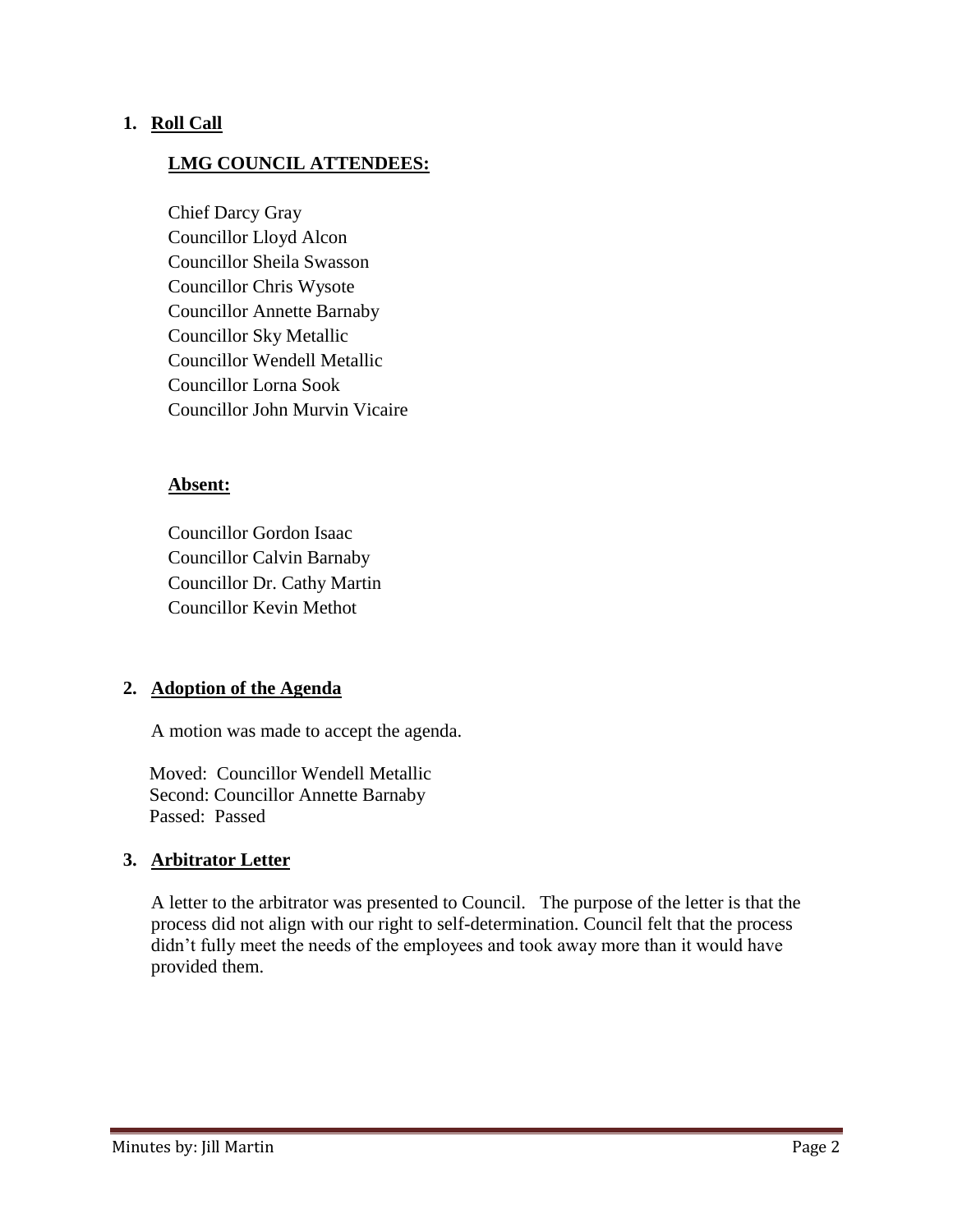## 1. Roll Call

### LMG COUNCIL ATTENDEES:

Chief Darcy Gray
Councillor Lloyd Alcon
Councillor Sheila Swasson
Councillor Chris Wysote
Councillor Annette Barnaby
Councillor Sky Metallic
Councillor Wendell Metallic
Councillor Lorna Sook
Councillor John Murvin Vicaire

### Absent:

Councillor Gordon Isaac
Councillor Calvin Barnaby
Councillor Dr. Cathy Martin
Councillor Kevin Methot

## 2. Adoption of the Agenda

A motion was made to accept the agenda.

Moved: Councillor Wendell Metallic
Second: Councillor Annette Barnaby
Passed: Passed

## 3. Arbitrator Letter

A letter to the arbitrator was presented to Council. The purpose of the letter is that the process did not align with our right to self-determination. Council felt that the process didn't fully meet the needs of the employees and took away more than it would have provided them.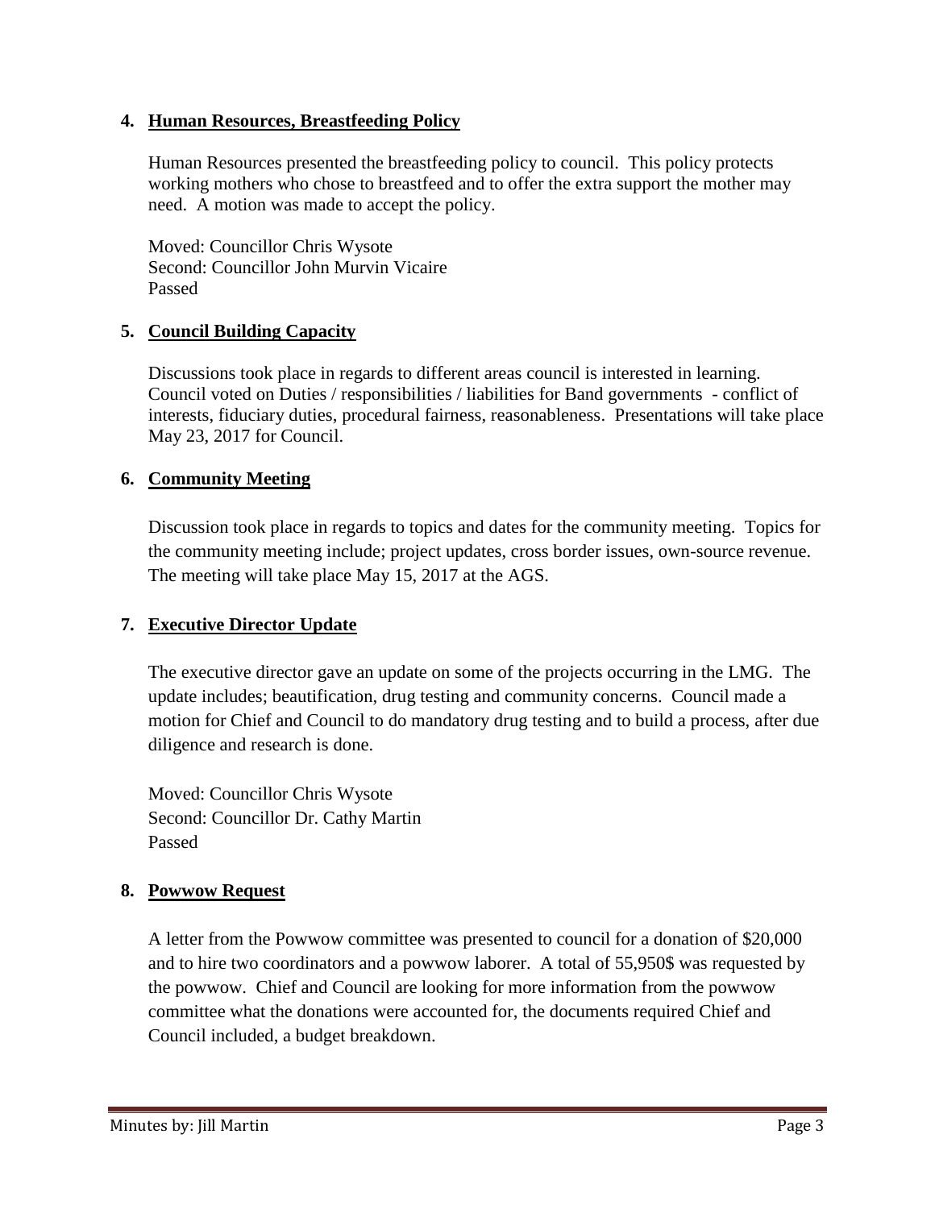4. **Human Resources, Breastfeeding Policy**

   Human Resources presented the breastfeeding policy to council. This policy protects working mothers who chose to breastfeed and to offer the extra support the mother may need. A motion was made to accept the policy.

   Moved: Councillor Chris Wysote
   Second: Councillor John Murvin Vicaire
   Passed

5. **Council Building Capacity**

   Discussions took place in regards to different areas council is interested in learning. Council voted on Duties / responsibilities / liabilities for Band governments - conflict of interests, fiduciary duties, procedural fairness, reasonableness. Presentations will take place May 23, 2017 for Council.

6. **Community Meeting**

   Discussion took place in regards to topics and dates for the community meeting. Topics for the community meeting include; project updates, cross border issues, own-source revenue. The meeting will take place May 15, 2017 at the AGS.

7. **Executive Director Update**

   The executive director gave an update on some of the projects occurring in the LMG. The update includes; beautification, drug testing and community concerns. Council made a motion for Chief and Council to do mandatory drug testing and to build a process, after due diligence and research is done.

   Moved: Councillor Chris Wysote
   Second: Councillor Dr. Cathy Martin
   Passed

8. **Powwow Request**

   A letter from the Powwow committee was presented to council for a donation of $20,000 and to hire two coordinators and a powwow laborer. A total of 55,950$ was requested by the powwow. Chief and Council are looking for more information from the powwow committee what the donations were accounted for, the documents required Chief and Council included, a budget breakdown.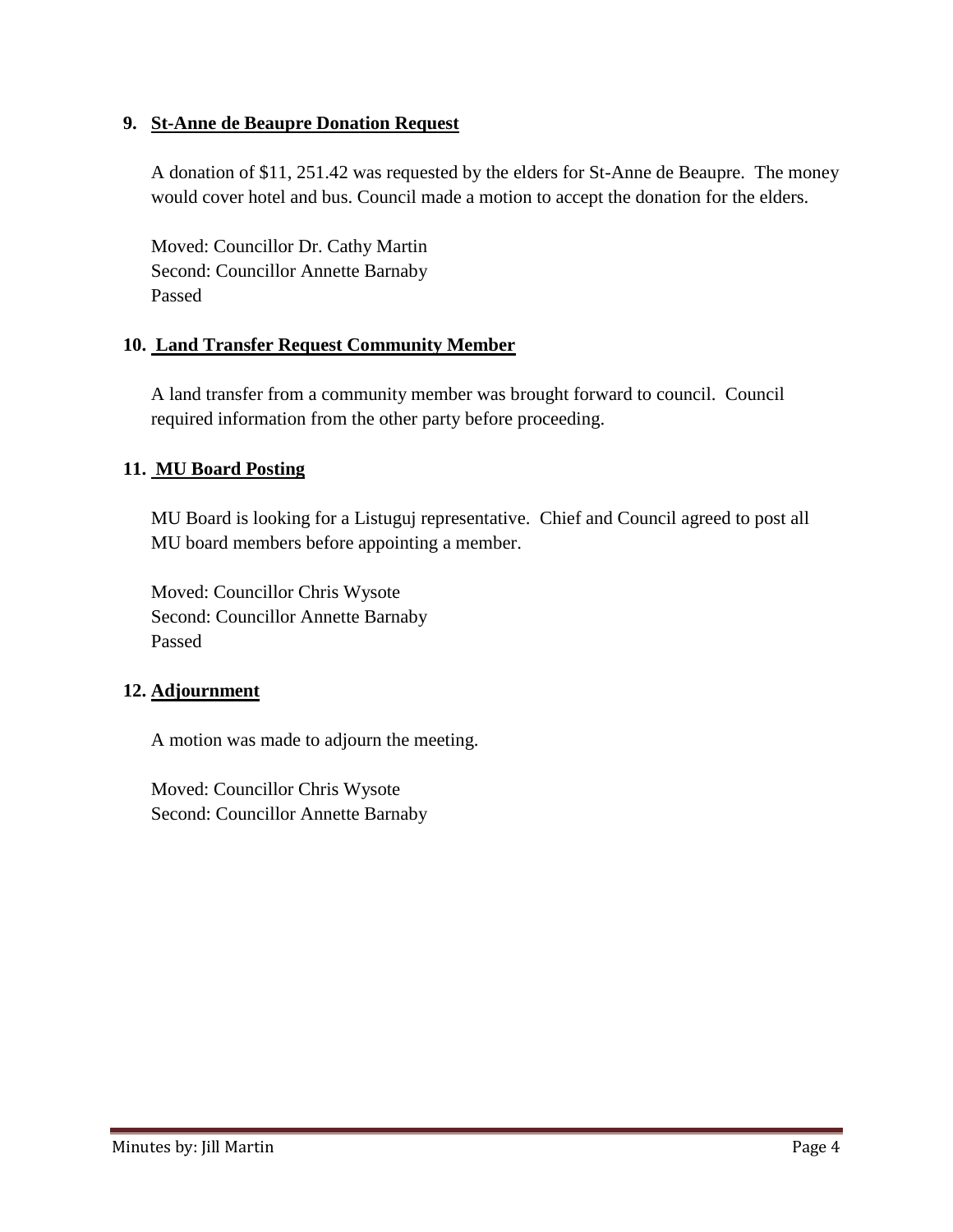## 9. St-Anne de Beaupre Donation Request

A donation of $11, 251.42 was requested by the elders for St-Anne de Beaupre. The money would cover hotel and bus. Council made a motion to accept the donation for the elders.

Moved: Councillor Dr. Cathy Martin
Second: Councillor Annette Barnaby
Passed

## 10. Land Transfer Request Community Member

A land transfer from a community member was brought forward to council. Council required information from the other party before proceeding.

## 11. MU Board Posting

MU Board is looking for a Listuguj representative. Chief and Council agreed to post all MU board members before appointing a member.

Moved: Councillor Chris Wysote
Second: Councillor Annette Barnaby
Passed

## 12. Adjournment

A motion was made to adjourn the meeting.

Moved: Councillor Chris Wysote
Second: Councillor Annette Barnaby